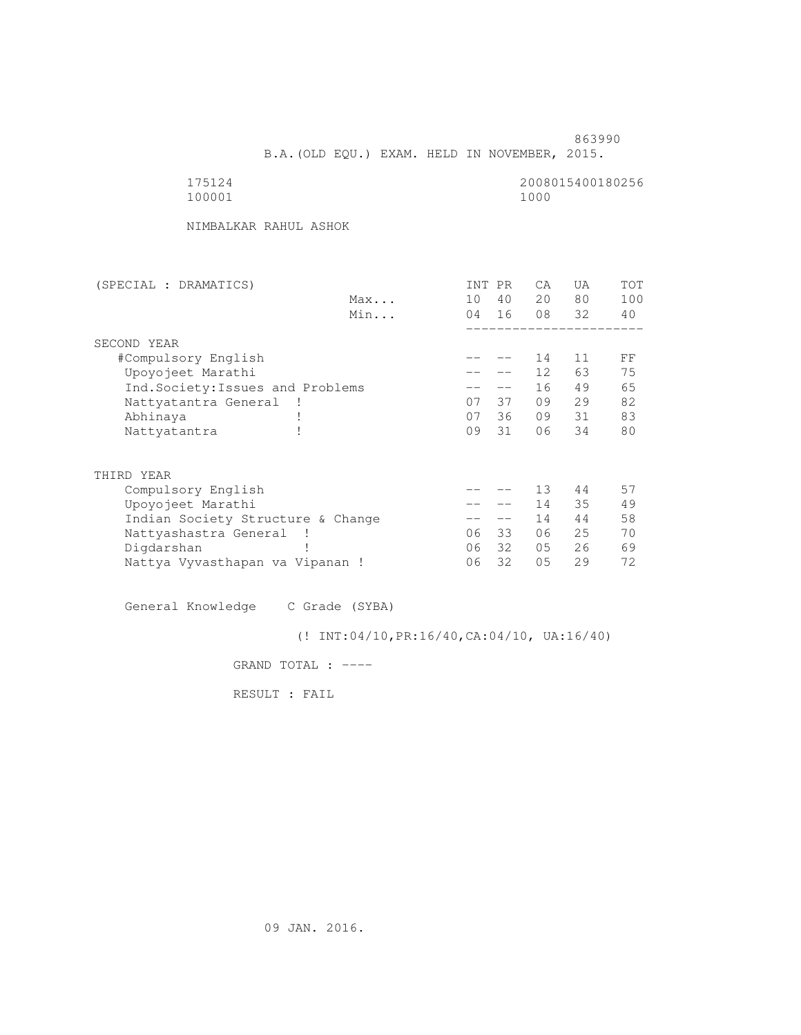863990

B.A.(OLD EQU.) EXAM. HELD IN NOVEMBER, 2015.

175124 2008015400180256

100001 1000

NIMBALKAR RAHUL ASHOK

| (SPECIAL : DRAMATICS) | | INT | PR | CA | UA | TOT |
|---|---|---|---|---|---|---|
| | Max... | 10 | 40 | 20 | 80 | 100 |
| | Min... | 04 | 16 | 08 | 32 | 40 |
| SECOND YEAR | | | | | | |
| #Compulsory English | | -- | -- | 14 | 11 | FF |
| Upoyojeet Marathi | | -- | -- | 12 | 63 | 75 |
| Ind.Society:Issues and Problems | | -- | -- | 16 | 49 | 65 |
| Nattyatantra General ! | | 07 | 37 | 09 | 29 | 82 |
| Abhinaya ! | | 07 | 36 | 09 | 31 | 83 |
| Nattyatantra ! | | 09 | 31 | 06 | 34 | 80 |
| THIRD YEAR | | | | | | |
| Compulsory English | | -- | -- | 13 | 44 | 57 |
| Upoyojeet Marathi | | -- | -- | 14 | 35 | 49 |
| Indian Society Structure & Change | | -- | -- | 14 | 44 | 58 |
| Nattyashastra General ! | | 06 | 33 | 06 | 25 | 70 |
| Digdarshan ! | | 06 | 32 | 05 | 26 | 69 |
| Nattya Vyvasthapan va Vipanan ! | | 06 | 32 | 05 | 29 | 72 |

General Knowledge C Grade (SYBA)

(! INT:04/10,PR:16/40,CA:04/10, UA:16/40)

GRAND TOTAL : ----

RESULT : FAIL

09 JAN. 2016.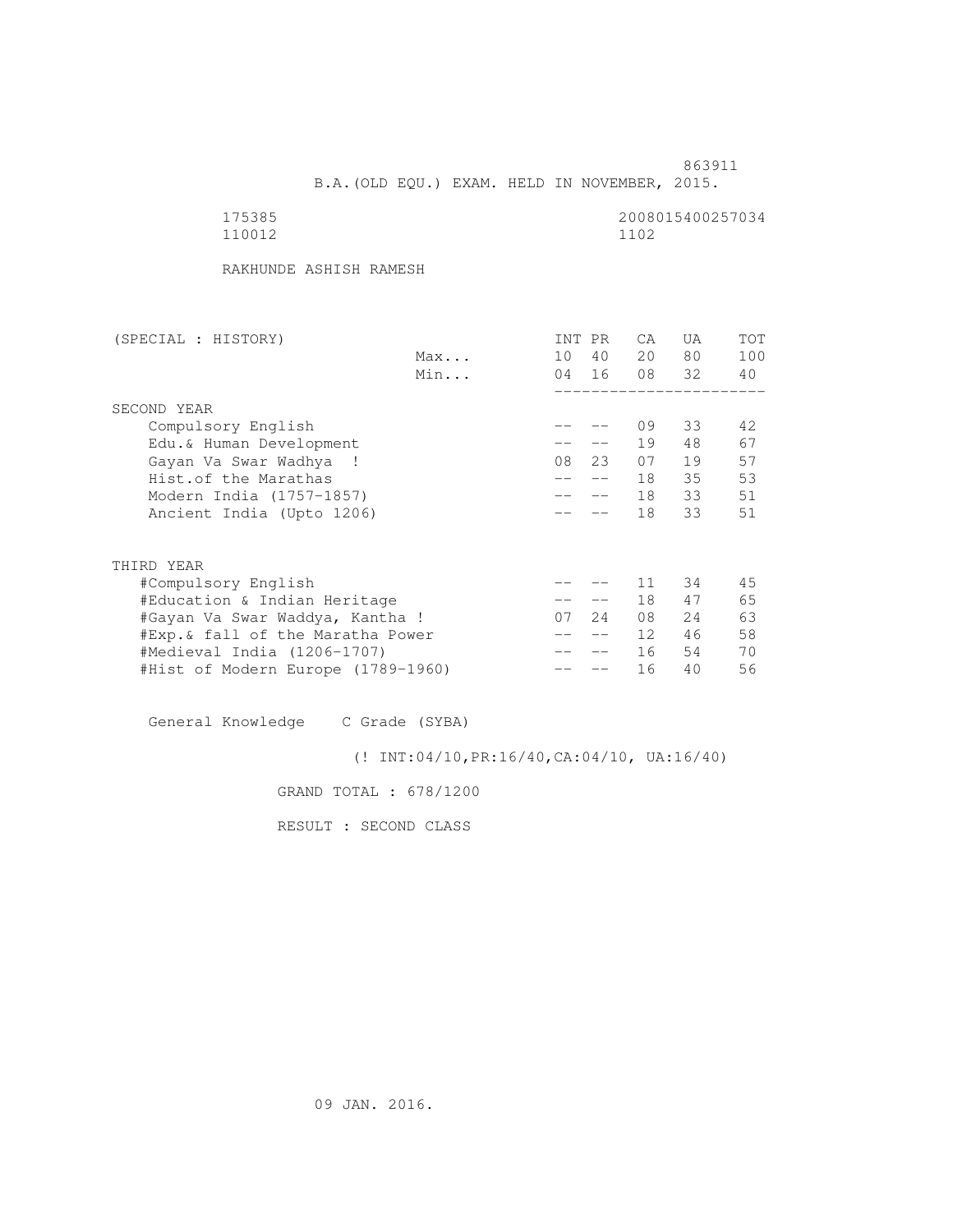863911

B.A.(OLD EQU.) EXAM. HELD IN NOVEMBER, 2015.

175385 2008015400257034
110012 1102

RAKHUNDE ASHISH RAMESH

| (SPECIAL : HISTORY) | | INT | PR | CA | UA | TOT |
|---|---|---|---|---|---|---|
| | Max... | 10 | 40 | 20 | 80 | 100 |
| | Min... | 04 | 16 | 08 | 32 | 40 |
| SECOND YEAR | | | | | | |
| Compulsory English | | -- | -- | 09 | 33 | 42 |
| Edu.& Human Development | | -- | -- | 19 | 48 | 67 |
| Gayan Va Swar Wadhya ! | | 08 | 23 | 07 | 19 | 57 |
| Hist.of the Marathas | | -- | -- | 18 | 35 | 53 |
| Modern India (1757-1857) | | -- | -- | 18 | 33 | 51 |
| Ancient India (Upto 1206) | | -- | -- | 18 | 33 | 51 |
| THIRD YEAR | | | | | | |
| #Compulsory English | | -- | -- | 11 | 34 | 45 |
| #Education & Indian Heritage | | -- | -- | 18 | 47 | 65 |
| #Gayan Va Swar Waddya, Kantha ! | | 07 | 24 | 08 | 24 | 63 |
| #Exp.& fall of the Maratha Power | | -- | -- | 12 | 46 | 58 |
| #Medieval India (1206-1707) | | -- | -- | 16 | 54 | 70 |
| #Hist of Modern Europe (1789-1960) | | -- | -- | 16 | 40 | 56 |

General Knowledge C Grade (SYBA)

(! INT:04/10,PR:16/40,CA:04/10, UA:16/40)

GRAND TOTAL : 678/1200

RESULT : SECOND CLASS

09 JAN. 2016.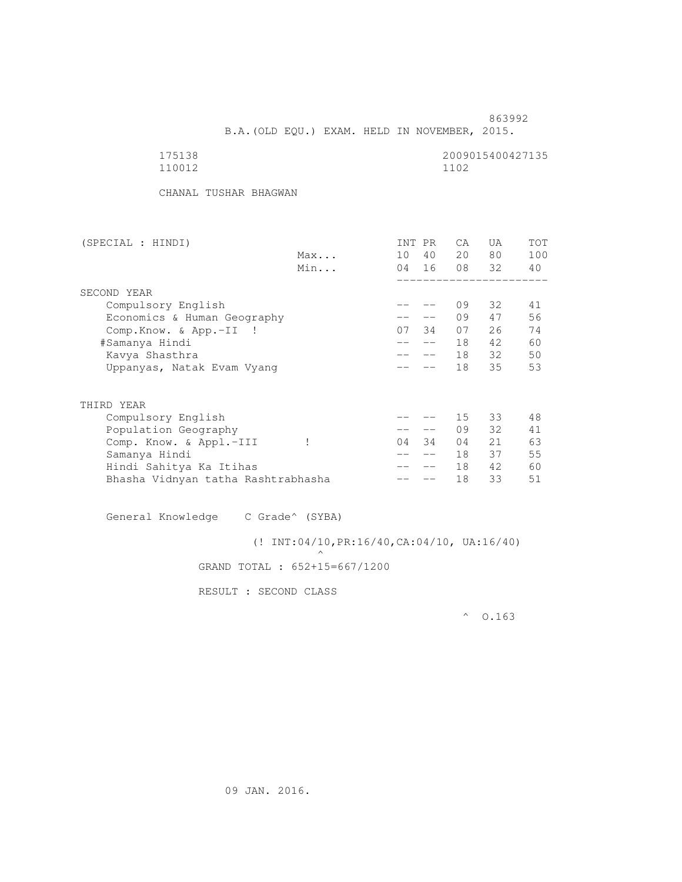863992

B.A.(OLD EQU.) EXAM. HELD IN NOVEMBER, 2015.

175138 2009015400427135

110012 1102

CHANAL TUSHAR BHAGWAN

| (SPECIAL : HINDI) | | INT | PR | CA | UA | TOT |
|---|---|---|---|---|---|---|
| | Max... | 10 | 40 | 20 | 80 | 100 |
| | Min... | 04 | 16 | 08 | 32 | 40 |
| SECOND YEAR | | | | | | |
| Compulsory English | | -- | -- | 09 | 32 | 41 |
| Economics & Human Geography | | -- | -- | 09 | 47 | 56 |
| Comp.Know. & App.-II ! | | 07 | 34 | 07 | 26 | 74 |
| #Samanya Hindi | | -- | -- | 18 | 42 | 60 |
| Kavya Shasthra | | -- | -- | 18 | 32 | 50 |
| Uppanyas, Natak Evam Vyang | | -- | -- | 18 | 35 | 53 |
| THIRD YEAR | | | | | | |
| Compulsory English | | -- | -- | 15 | 33 | 48 |
| Population Geography | | -- | -- | 09 | 32 | 41 |
| Comp. Know. & Appl.-III ! | | 04 | 34 | 04 | 21 | 63 |
| Samanya Hindi | | -- | -- | 18 | 37 | 55 |
| Hindi Sahitya Ka Itihas | | -- | -- | 18 | 42 | 60 |
| Bhasha Vidnyan tatha Rashtrabhasha | | -- | -- | 18 | 33 | 51 |

General Knowledge C Grade^ (SYBA)

(! INT:04/10,PR:16/40,CA:04/10, UA:16/40)

^

GRAND TOTAL : 652+15=667/1200

RESULT : SECOND CLASS

^ O.163

09 JAN. 2016.